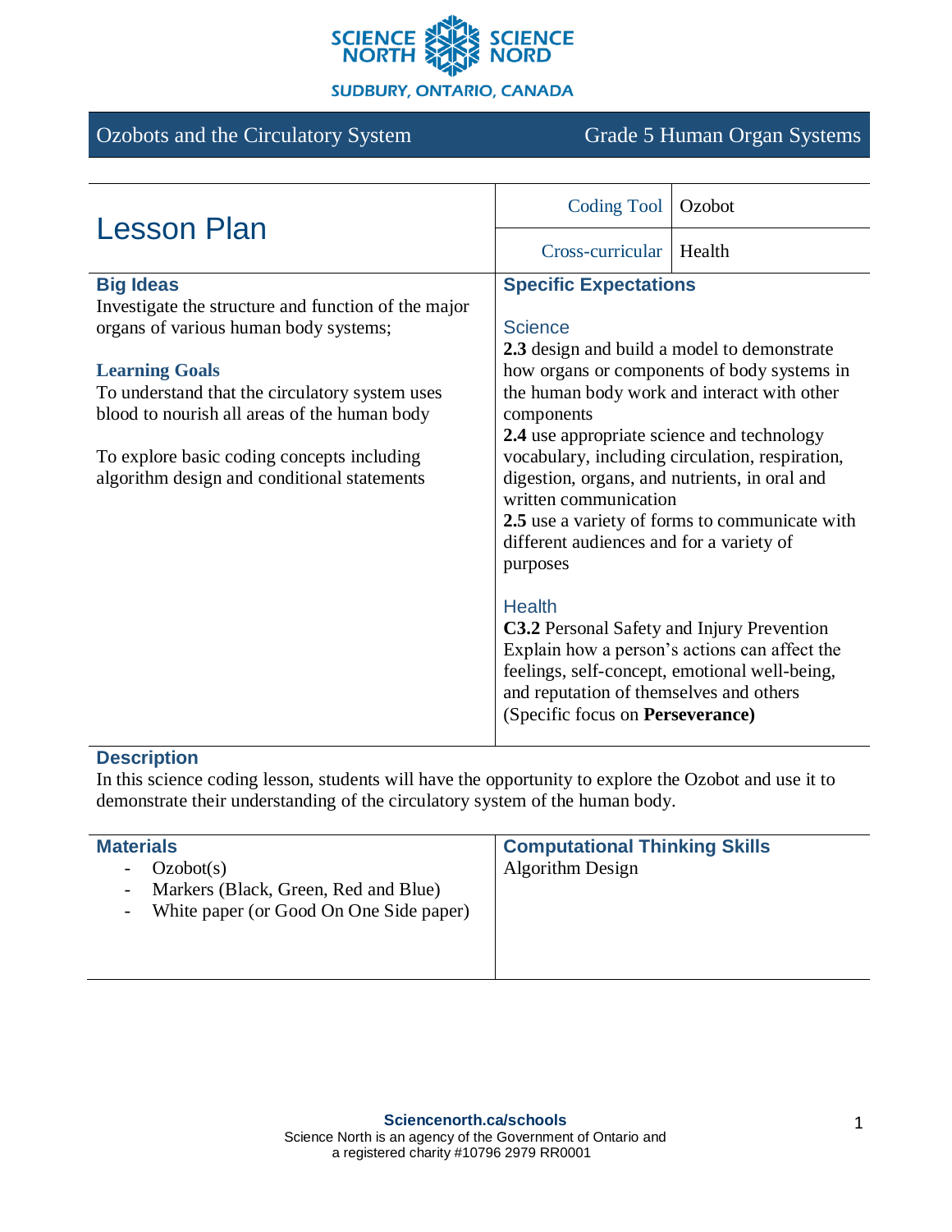SCIENCE NORTH SCIENCE NORD

SUDBURY, ONTARIO, CANADA

Ozobots and the Circulatory System | Grade 5 Human Organ Systems

# Lesson Plan

| Coding Tool | Ozobot |
|---|---|
| Cross-curricular | Health |

## Big Ideas

Investigate the structure and function of the major organs of various human body systems;

### Learning Goals

To understand that the circulatory system uses blood to nourish all areas of the human body

To explore basic coding concepts including algorithm design and conditional statements

## Specific Expectations

### Science

**2.3** design and build a model to demonstrate how organs or components of body systems in the human body work and interact with other components
**2.4** use appropriate science and technology vocabulary, including circulation, respiration, digestion, organs, and nutrients, in oral and written communication
**2.5** use a variety of forms to communicate with different audiences and for a variety of purposes

### Health

**C3.2** Personal Safety and Injury Prevention
Explain how a person's actions can affect the feelings, self-concept, emotional well-being, and reputation of themselves and others
(Specific focus on **Perseverance)**

## Description

In this science coding lesson, students will have the opportunity to explore the Ozobot and use it to demonstrate their understanding of the circulatory system of the human body.

## Materials

- Ozobot(s)
- Markers (Black, Green, Red and Blue)
- White paper (or Good On One Side paper)

## Computational Thinking Skills

Algorithm Design

**Sciencenorth.ca/schools**
Science North is an agency of the Government of Ontario and a registered charity #10796 2979 RR0001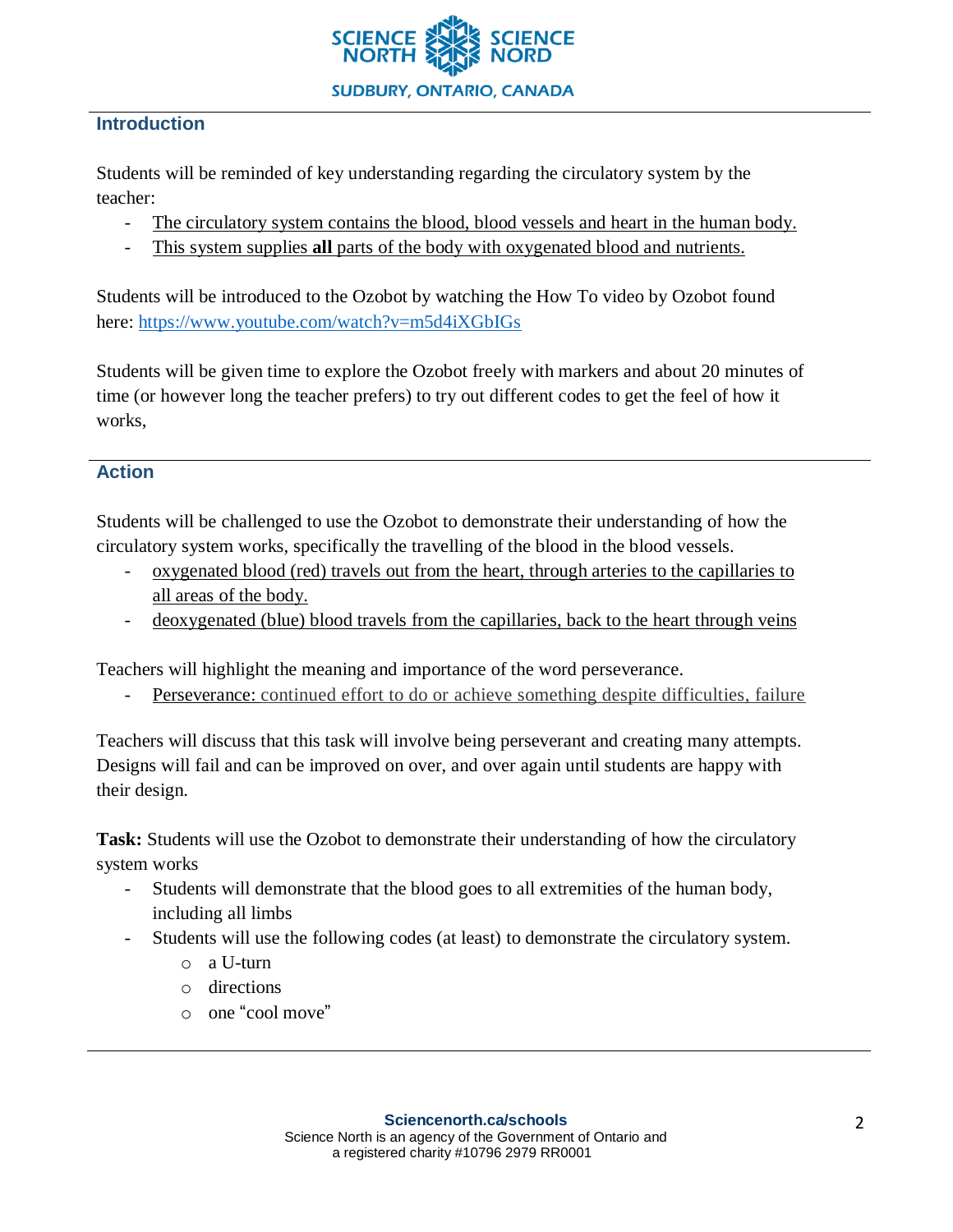## Introduction

Students will be reminded of key understanding regarding the circulatory system by the teacher:

- The circulatory system contains the blood, blood vessels and heart in the human body.
- This system supplies **all** parts of the body with oxygenated blood and nutrients.

Students will be introduced to the Ozobot by watching the How To video by Ozobot found here: https://www.youtube.com/watch?v=m5d4iXGbIGs

Students will be given time to explore the Ozobot freely with markers and about 20 minutes of time (or however long the teacher prefers) to try out different codes to get the feel of how it works,

## Action

Students will be challenged to use the Ozobot to demonstrate their understanding of how the circulatory system works, specifically the travelling of the blood in the blood vessels.

- oxygenated blood (red) travels out from the heart, through arteries to the capillaries to all areas of the body.
- deoxygenated (blue) blood travels from the capillaries, back to the heart through veins

Teachers will highlight the meaning and importance of the word perseverance.

- Perseverance: continued effort to do or achieve something despite difficulties, failure

Teachers will discuss that this task will involve being perseverant and creating many attempts. Designs will fail and can be improved on over, and over again until students are happy with their design.

**Task:** Students will use the Ozobot to demonstrate their understanding of how the circulatory system works

- Students will demonstrate that the blood goes to all extremities of the human body, including all limbs
- Students will use the following codes (at least) to demonstrate the circulatory system.
  - a U-turn
  - directions
  - one "cool move"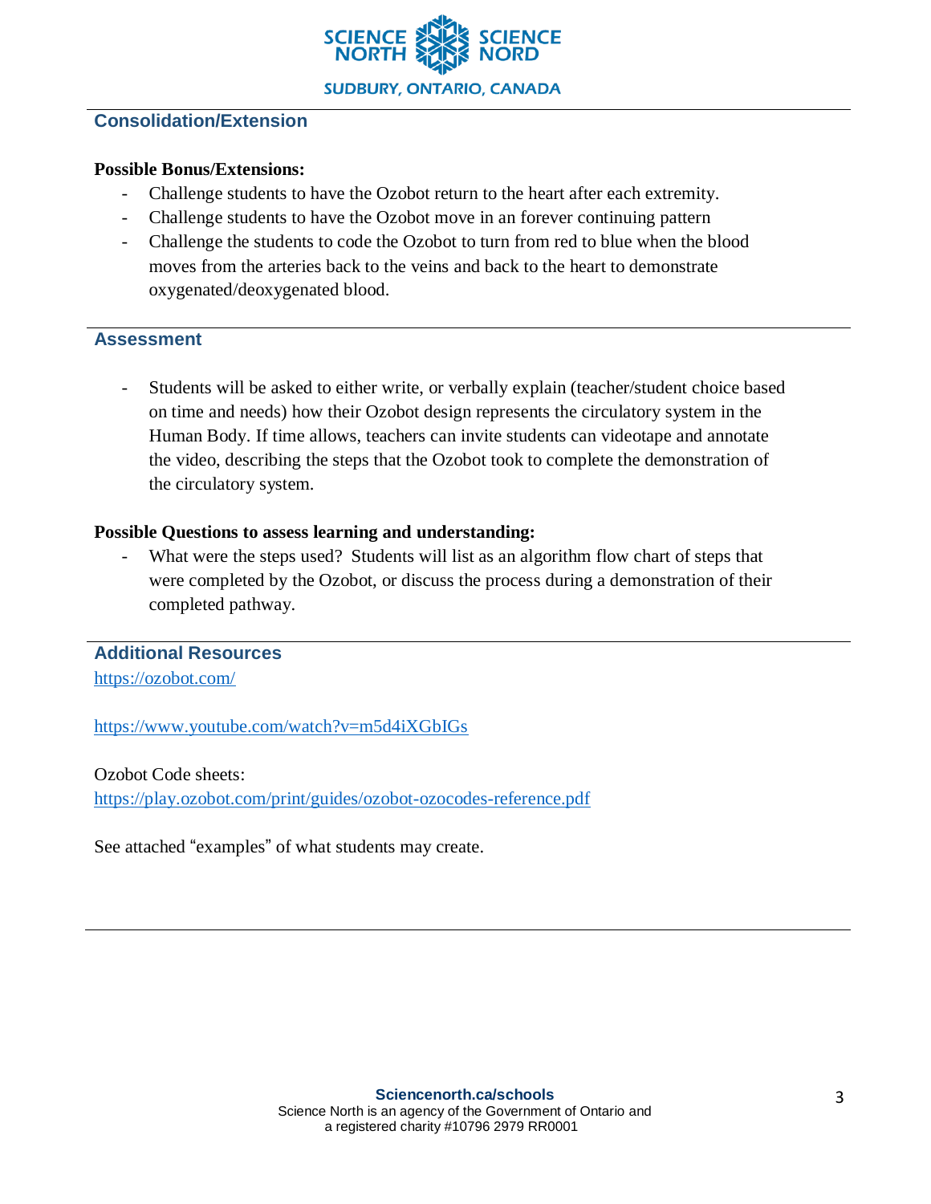## Consolidation/Extension

**Possible Bonus/Extensions:**

- Challenge students to have the Ozobot return to the heart after each extremity.
- Challenge students to have the Ozobot move in an forever continuing pattern
- Challenge the students to code the Ozobot to turn from red to blue when the blood moves from the arteries back to the veins and back to the heart to demonstrate oxygenated/deoxygenated blood.

## Assessment

- Students will be asked to either write, or verbally explain (teacher/student choice based on time and needs) how their Ozobot design represents the circulatory system in the Human Body. If time allows, teachers can invite students can videotape and annotate the video, describing the steps that the Ozobot took to complete the demonstration of the circulatory system.

**Possible Questions to assess learning and understanding:**

- What were the steps used? Students will list as an algorithm flow chart of steps that were completed by the Ozobot, or discuss the process during a demonstration of their completed pathway.

## Additional Resources

https://ozobot.com/

https://www.youtube.com/watch?v=m5d4iXGbIGs

Ozobot Code sheets:
https://play.ozobot.com/print/guides/ozobot-ozocodes-reference.pdf

See attached "examples" of what students may create.

**Sciencenorth.ca/schools**
Science North is an agency of the Government of Ontario and
a registered charity #10796 2979 RR0001